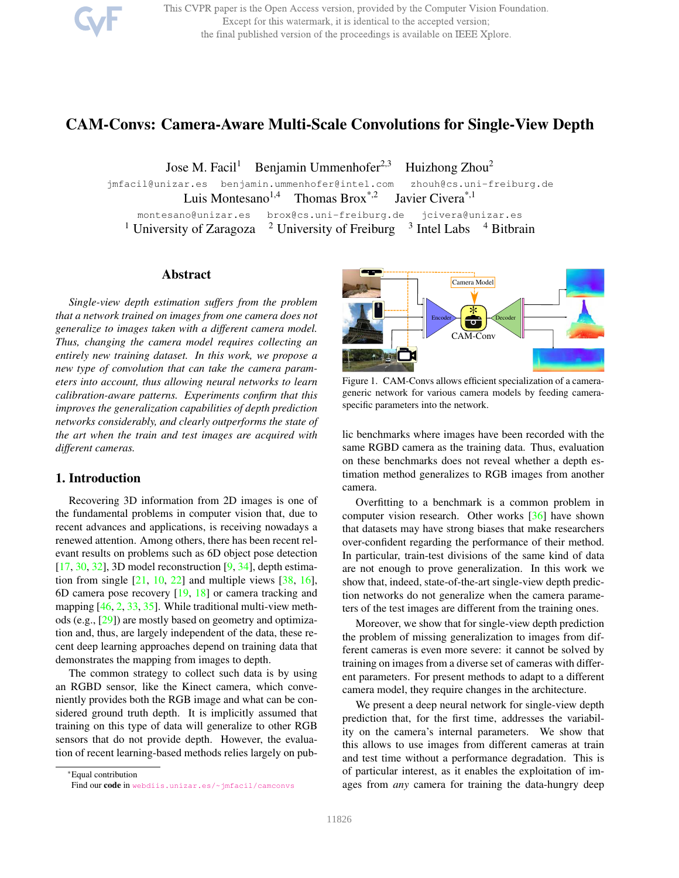# CAM-Convs: Camera-Aware Multi-Scale Convolutions for Single-View Depth

Jose M. Facil[1] Benjamin Ummenhofer[2,3] Huizhong Zhou[2]

jmfacil@unizar.es benjamin.ummenhofer@intel.com zhouh@cs.uni-freiburg.de

Luis Montesano[1,4] Thomas Brox[*,2] Javier Civera[*,1]

montesano@unizar.es brox@cs.uni-freiburg.de jcivera@unizar.es

[1] University of Zaragoza [2] University of Freiburg [3] Intel Labs [4] Bitbrain

## Abstract

*Single-view depth estimation suffers from the problem that a network trained on images from one camera does not generalize to images taken with a different camera model. Thus, changing the camera model requires collecting an entirely new training dataset. In this work, we propose a new type of convolution that can take the camera parameters into account, thus allowing neural networks to learn calibration-aware patterns. Experiments confirm that this improves the generalization capabilities of depth prediction networks considerably, and clearly outperforms the state of the art when the train and test images are acquired with different cameras.*

## 1. Introduction

Recovering 3D information from 2D images is one of the fundamental problems in computer vision that, due to recent advances and applications, is receiving nowadays a renewed attention. Among others, there has been recent relevant results on problems such as 6D object pose detection [17, 30, 32], 3D model reconstruction [9, 34], depth estimation from single [21, 10, 22] and multiple views [38, 16], 6D camera pose recovery [19, 18] or camera tracking and mapping [46, 2, 33, 35]. While traditional multi-view methods (e.g., [29]) are mostly based on geometry and optimization and, thus, are largely independent of the data, these recent deep learning approaches depend on training data that demonstrates the mapping from images to depth.

The common strategy to collect such data is by using an RGBD sensor, like the Kinect camera, which conveniently provides both the RGB image and what can be considered ground truth depth. It is implicitly assumed that training on this type of data will generalize to other RGB sensors that do not provide depth. However, the evaluation of recent learning-based methods relies largely on public benchmarks where images have been recorded with the same RGBD camera as the training data. Thus, evaluation on these benchmarks does not reveal whether a depth estimation method generalizes to RGB images from another camera.

Camera Model

Encoder

CAM-Conv

Decoder

Figure 1. CAM-Convs allows efficient specialization of a camera-generic network for various camera models by feeding camera-specific parameters into the network.

Overfitting to a benchmark is a common problem in computer vision research. Other works [36] have shown that datasets may have strong biases that make researchers over-confident regarding the performance of their method. In particular, train-test divisions of the same kind of data are not enough to prove generalization. In this work we show that, indeed, state-of-the-art single-view depth prediction networks do not generalize when the camera parameters of the test images are different from the training ones.

Moreover, we show that for single-view depth prediction the problem of missing generalization to images from different cameras is even more severe: it cannot be solved by training on images from a diverse set of cameras with different parameters. For present methods to adapt to a different camera model, they require changes in the architecture.

We present a deep neural network for single-view depth prediction that, for the first time, addresses the variability on the camera's internal parameters. We show that this allows to use images from different cameras at train and test time without a performance degradation. This is of particular interest, as it enables the exploitation of images from *any* camera for training the data-hungry deep

*Equal contribution

Find our **code** in webdiis.unizar.es/~jmfacil/camconvs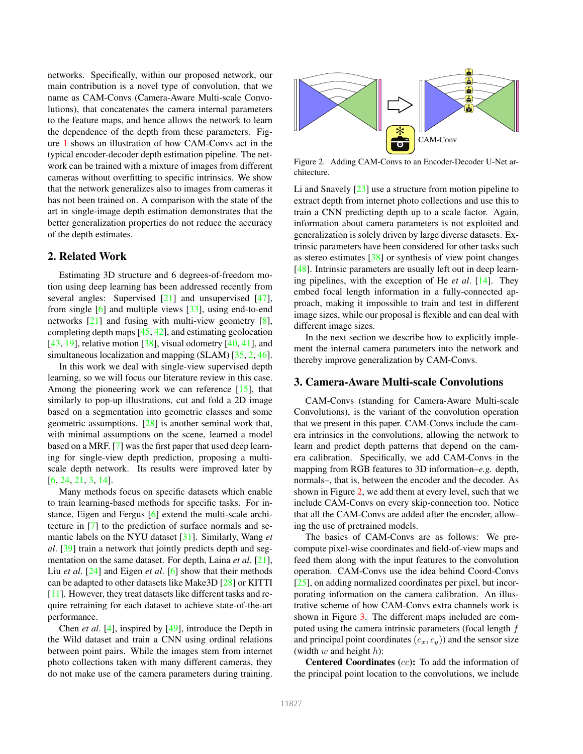networks. Specifically, within our proposed network, our main contribution is a novel type of convolution, that we name as CAM-Convs (Camera-Aware Multi-scale Convolutions), that concatenates the camera internal parameters to the feature maps, and hence allows the network to learn the dependence of the depth from these parameters. Figure 1 shows an illustration of how CAM-Convs act in the typical encoder-decoder depth estimation pipeline. The network can be trained with a mixture of images from different cameras without overfitting to specific intrinsics. We show that the network generalizes also to images from cameras it has not been trained on. A comparison with the state of the art in single-image depth estimation demonstrates that the better generalization properties do not reduce the accuracy of the depth estimates.

## 2. Related Work

Estimating 3D structure and 6 degrees-of-freedom motion using deep learning has been addressed recently from several angles: Supervised [21] and unsupervised [47], from single [6] and multiple views [33], using end-to-end networks [21] and fusing with multi-view geometry [8], completing depth maps [45, 42], and estimating geolocation [43, 19], relative motion [38], visual odometry [40, 41], and simultaneous localization and mapping (SLAM) [35, 2, 46].

In this work we deal with single-view supervised depth learning, so we will focus our literature review in this case. Among the pioneering work we can reference [15], that similarly to pop-up illustrations, cut and fold a 2D image based on a segmentation into geometric classes and some geometric assumptions. [28] is another seminal work that, with minimal assumptions on the scene, learned a model based on a MRF. [7] was the first paper that used deep learning for single-view depth prediction, proposing a multi-scale depth network. Its results were improved later by [6, 24, 21, 3, 14].

Many methods focus on specific datasets which enable to train learning-based methods for specific tasks. For instance, Eigen and Fergus [6] extend the multi-scale architecture in [7] to the prediction of surface normals and semantic labels on the NYU dataset [31]. Similarly, Wang *et al*. [39] train a network that jointly predicts depth and segmentation on the same dataset. For depth, Laina *et al*. [21], Liu *et al*. [24] and Eigen *et al*. [6] show that their methods can be adapted to other datasets like Make3D [28] or KITTI [11]. However, they treat datasets like different tasks and require retraining for each dataset to achieve state-of-the-art performance.

Chen *et al*. [4], inspired by [49], introduce the Depth in the Wild dataset and train a CNN using ordinal relations between point pairs. While the images stem from internet photo collections taken with many different cameras, they do not make use of the camera parameters during training.

CAM-Conv

Figure 2. Adding CAM-Convs to an Encoder-Decoder U-Net architecture.

Li and Snavely [23] use a structure from motion pipeline to extract depth from internet photo collections and use this to train a CNN predicting depth up to a scale factor. Again, information about camera parameters is not exploited and generalization is solely driven by large diverse datasets. Extrinsic parameters have been considered for other tasks such as stereo estimates [38] or synthesis of view point changes [48]. Intrinsic parameters are usually left out in deep learning pipelines, with the exception of He *et al*. [14]. They embed focal length information in a fully-connected approach, making it impossible to train and test in different image sizes, while our proposal is flexible and can deal with different image sizes.

In the next section we describe how to explicitly implement the internal camera parameters into the network and thereby improve generalization by CAM-Convs.

## 3. Camera-Aware Multi-scale Convolutions

CAM-Convs (standing for Camera-Aware Multi-scale Convolutions), is the variant of the convolution operation that we present in this paper. CAM-Convs include the camera intrinsics in the convolutions, allowing the network to learn and predict depth patterns that depend on the camera calibration. Specifically, we add CAM-Convs in the mapping from RGB features to 3D information–*e.g.* depth, normals–, that is, between the encoder and the decoder. As shown in Figure 2, we add them at every level, such that we include CAM-Convs on every skip-connection too. Notice that all the CAM-Convs are added after the encoder, allowing the use of pretrained models.

The basics of CAM-Convs are as follows: We precompute pixel-wise coordinates and field-of-view maps and feed them along with the input features to the convolution operation. CAM-Convs use the idea behind Coord-Convs [25], on adding normalized coordinates per pixel, but incorporating information on the camera calibration. An illustrative scheme of how CAM-Convs extra channels work is shown in Figure 3. The different maps included are computed using the camera intrinsic parameters (focal length $f$ and principal point coordinates $(c_x, c_y)$) and the sensor size (width $w$ and height $h$):

**Centered Coordinates** ($cc$)**:** To add the information of the principal point location to the convolutions, we include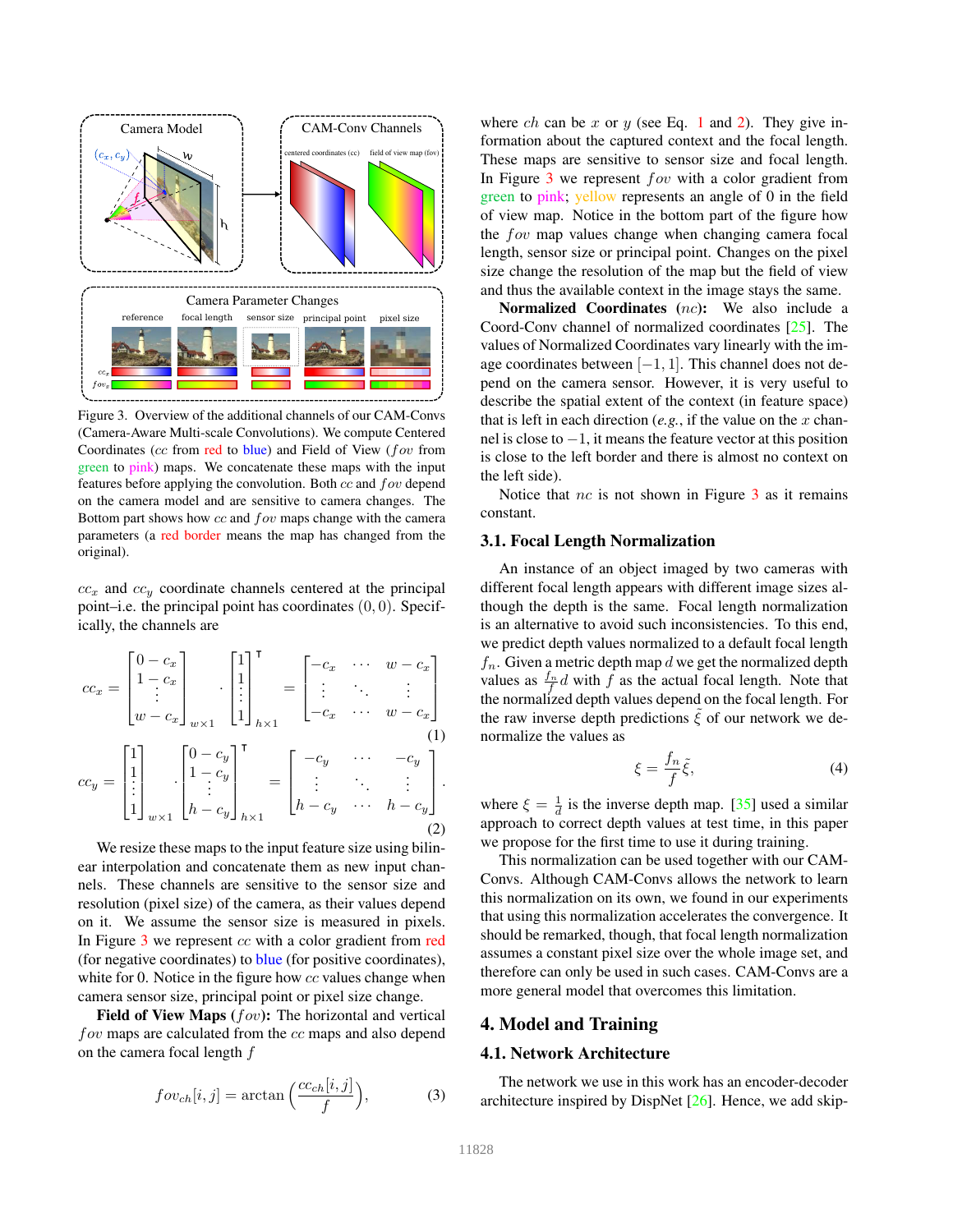Figure 3. Overview of the additional channels of our CAM-Convs (Camera-Aware Multi-scale Convolutions). We compute Centered Coordinates ($cc$ from red to blue) and Field of View ($fov$ from green to pink) maps. We concatenate these maps with the input features before applying the convolution. Both $cc$ and $fov$ depend on the camera model and are sensitive to camera changes. The Bottom part shows how $cc$ and $fov$ maps change with the camera parameters (a red border means the map has changed from the original).

$cc_x$ and $cc_y$ coordinate channels centered at the principal point–i.e. the principal point has coordinates $(0, 0)$. Specifically, the channels are

$$cc_x = \begin{bmatrix} 0 - c_x \\ 1 - c_x \\ \vdots \\ w - c_x \end{bmatrix}_{w \times 1} \cdot \begin{bmatrix} 1 \\ 1 \\ \vdots \\ 1 \end{bmatrix}_{h \times 1}^{\intercal} = \begin{bmatrix} -c_x & \cdots & w - c_x \\ \vdots & \ddots & \vdots \\ -c_x & \cdots & w - c_x \end{bmatrix} \tag{1}$$

$$cc_y = \begin{bmatrix} 1 \\ 1 \\ \vdots \\ 1 \end{bmatrix}_{w \times 1} \cdot \begin{bmatrix} 0 - c_y \\ 1 - c_y \\ \vdots \\ h - c_y \end{bmatrix}_{h \times 1}^{\intercal} = \begin{bmatrix} -c_y & \cdots & -c_y \\ \vdots & \ddots & \vdots \\ h - c_y & \cdots & h - c_y \end{bmatrix}. \tag{2}$$

We resize these maps to the input feature size using bilinear interpolation and concatenate them as new input channels. These channels are sensitive to the sensor size and resolution (pixel size) of the camera, as their values depend on it. We assume the sensor size is measured in pixels. In Figure 3 we represent $cc$ with a color gradient from red (for negative coordinates) to blue (for positive coordinates), white for 0. Notice in the figure how $cc$ values change when camera sensor size, principal point or pixel size change.

**Field of View Maps ($fov$):** The horizontal and vertical $fov$ maps are calculated from the $cc$ maps and also depend on the camera focal length $f$

$$fov_{ch}[i, j] = \arctan\left(\frac{cc_{ch}[i, j]}{f}\right), \tag{3}$$

where $ch$ can be $x$ or $y$ (see Eq. 1 and 2). They give information about the captured context and the focal length. These maps are sensitive to sensor size and focal length. In Figure 3 we represent $fov$ with a color gradient from green to pink; yellow represents an angle of 0 in the field of view map. Notice in the bottom part of the figure how the $fov$ map values change when changing camera focal length, sensor size or principal point. Changes on the pixel size change the resolution of the map but the field of view and thus the available context in the image stays the same.

**Normalized Coordinates ($nc$):** We also include a Coord-Conv channel of normalized coordinates [25]. The values of Normalized Coordinates vary linearly with the image coordinates between $[-1, 1]$. This channel does not depend on the camera sensor. However, it is very useful to describe the spatial extent of the context (in feature space) that is left in each direction (*e.g.*, if the value on the $x$ channel is close to $-1$, it means the feature vector at this position is close to the left border and there is almost no context on the left side).

Notice that $nc$ is not shown in Figure 3 as it remains constant.

### 3.1. Focal Length Normalization

An instance of an object imaged by two cameras with different focal length appears with different image sizes although the depth is the same. Focal length normalization is an alternative to avoid such inconsistencies. To this end, we predict depth values normalized to a default focal length $f_n$. Given a metric depth map $d$ we get the normalized depth values as $\frac{f_n}{f} d$ with $f$ as the actual focal length. Note that the normalized depth values depend on the focal length. For the raw inverse depth predictions $\tilde{\xi}$ of our network we denormalize the values as

$$\xi = \frac{f_n}{f}\tilde{\xi}, \tag{4}$$

where $\xi = \frac{1}{d}$ is the inverse depth map. [35] used a similar approach to correct depth values at test time, in this paper we propose for the first time to use it during training.

This normalization can be used together with our CAM-Convs. Although CAM-Convs allows the network to learn this normalization on its own, we found in our experiments that using this normalization accelerates the convergence. It should be remarked, though, that focal length normalization assumes a constant pixel size over the whole image set, and therefore can only be used in such cases. CAM-Convs are a more general model that overcomes this limitation.

## 4. Model and Training

### 4.1. Network Architecture

The network we use in this work has an encoder-decoder architecture inspired by DispNet [26]. Hence, we add skip-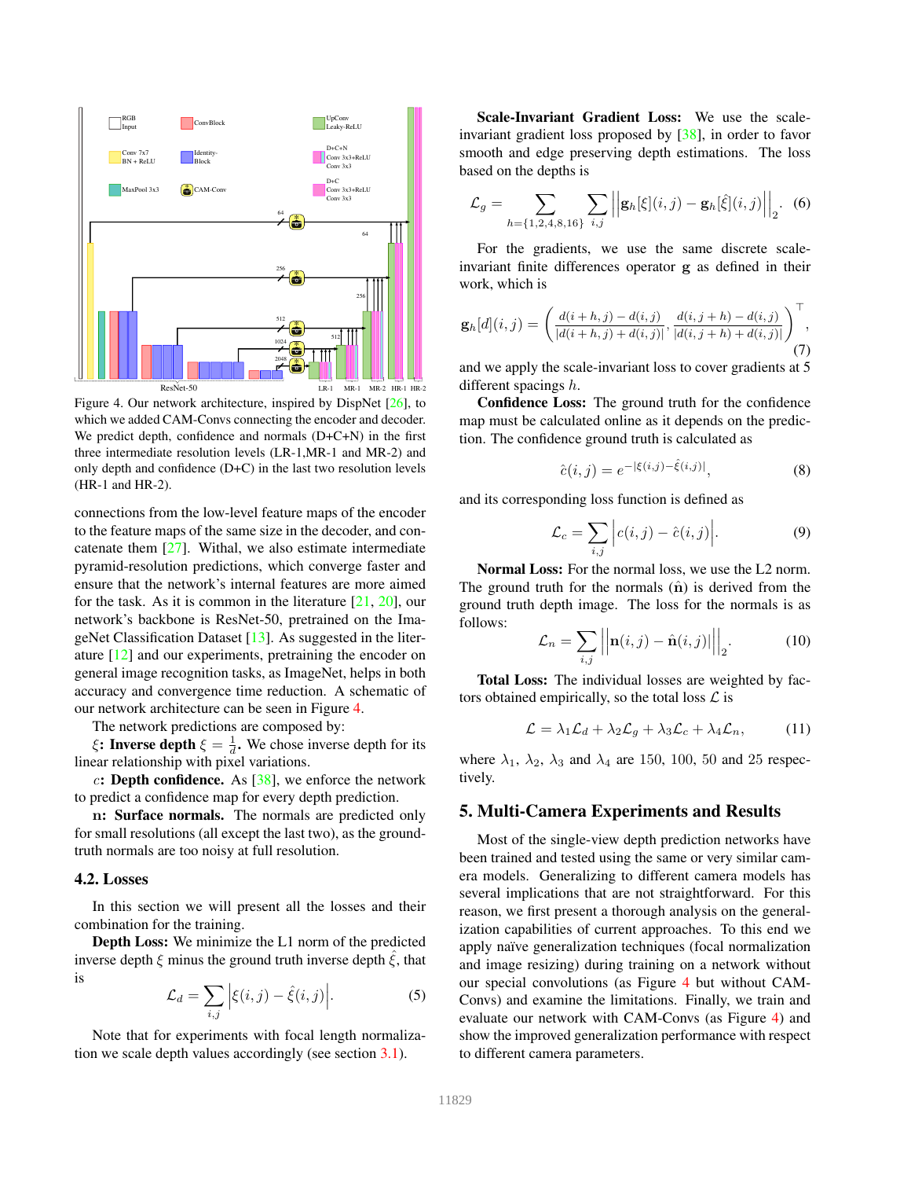Figure 4. Our network architecture, inspired by DispNet [26], to which we added CAM-Convs connecting the encoder and decoder. We predict depth, confidence and normals (D+C+N) in the first three intermediate resolution levels (LR-1,MR-1 and MR-2) and only depth and confidence (D+C) in the last two resolution levels (HR-1 and HR-2).

connections from the low-level feature maps of the encoder to the feature maps of the same size in the decoder, and concatenate them [27]. Withal, we also estimate intermediate pyramid-resolution predictions, which converge faster and ensure that the network's internal features are more aimed for the task. As it is common in the literature [21, 20], our network's backbone is ResNet-50, pretrained on the ImageNet Classification Dataset [13]. As suggested in the literature [12] and our experiments, pretraining the encoder on general image recognition tasks, as ImageNet, helps in both accuracy and convergence time reduction. A schematic of our network architecture can be seen in Figure 4.

The network predictions are composed by:

$\xi$: **Inverse depth** $\xi = \frac{1}{d}$. We chose inverse depth for its linear relationship with pixel variations.

$c$: **Depth confidence.** As [38], we enforce the network to predict a confidence map for every depth prediction.

$\mathbf{n}$: **Surface normals.** The normals are predicted only for small resolutions (all except the last two), as the ground-truth normals are too noisy at full resolution.

## 4.2. Losses

In this section we will present all the losses and their combination for the training.

**Depth Loss:** We minimize the L1 norm of the predicted inverse depth $\xi$ minus the ground truth inverse depth $\hat{\xi}$, that is

$$\mathcal{L}_d = \sum_{i,j} \left| \xi(i,j) - \hat{\xi}(i,j) \right|. \tag{5}$$

Note that for experiments with focal length normalization we scale depth values accordingly (see section 3.1).

**Scale-Invariant Gradient Loss:** We use the scale-invariant gradient loss proposed by [38], in order to favor smooth and edge preserving depth estimations. The loss based on the depths is

$$\mathcal{L}_g = \sum_{h=\{1,2,4,8,16\}} \sum_{i,j} \left|\left| \mathbf{g}_h[\xi](i,j) - \mathbf{g}_h[\hat{\xi}](i,j) \right|\right|_2. \tag{6}$$

For the gradients, we use the same discrete scale-invariant finite differences operator $\mathbf{g}$ as defined in their work, which is

$$\mathbf{g}_h[d](i,j) = \left( \frac{d(i+h,j) - d(i,j)}{|d(i+h,j) + d(i,j)|}, \frac{d(i,j+h) - d(i,j)}{|d(i,j+h) + d(i,j)|} \right)^\top, \tag{7}$$

and we apply the scale-invariant loss to cover gradients at 5 different spacings $h$.

**Confidence Loss:** The ground truth for the confidence map must be calculated online as it depends on the prediction. The confidence ground truth is calculated as

$$\hat{c}(i,j) = e^{-|\xi(i,j) - \hat{\xi}(i,j)|}, \tag{8}$$

and its corresponding loss function is defined as

$$\mathcal{L}_c = \sum_{i,j} \left| c(i,j) - \hat{c}(i,j) \right|. \tag{9}$$

**Normal Loss:** For the normal loss, we use the L2 norm. The ground truth for the normals ($\hat{\mathbf{n}}$) is derived from the ground truth depth image. The loss for the normals is as follows:

$$\mathcal{L}_n = \sum_{i,j} \left|\left| \mathbf{n}(i,j) - \hat{\mathbf{n}}(i,j) \right|\right|_2. \tag{10}$$

**Total Loss:** The individual losses are weighted by factors obtained empirically, so the total loss $\mathcal{L}$ is

$$\mathcal{L} = \lambda_1 \mathcal{L}_d + \lambda_2 \mathcal{L}_g + \lambda_3 \mathcal{L}_c + \lambda_4 \mathcal{L}_n, \tag{11}$$

where $\lambda_1$, $\lambda_2$, $\lambda_3$ and $\lambda_4$ are 150, 100, 50 and 25 respectively.

## 5. Multi-Camera Experiments and Results

Most of the single-view depth prediction networks have been trained and tested using the same or very similar camera models. Generalizing to different camera models has several implications that are not straightforward. For this reason, we first present a thorough analysis on the generalization capabilities of current approaches. To this end we apply naïve generalization techniques (focal normalization and image resizing) during training on a network without our special convolutions (as Figure 4 but without CAM-Convs) and examine the limitations. Finally, we train and evaluate our network with CAM-Convs (as Figure 4) and show the improved generalization performance with respect to different camera parameters.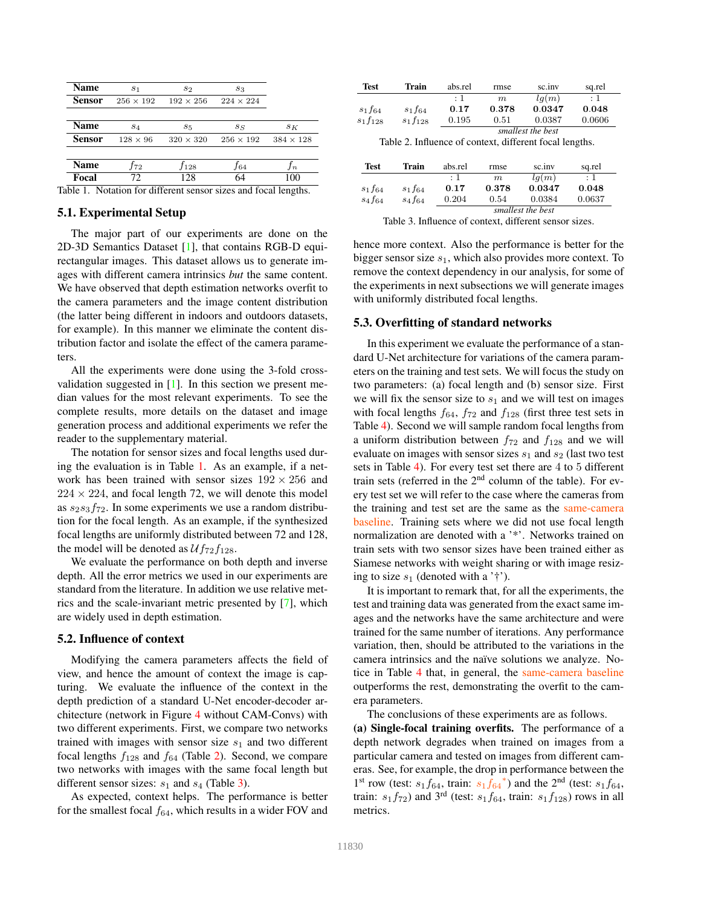| Name | $s_1$ | $s_2$ | $s_3$ | |
|---|---|---|---|---|
| Sensor | $256 \times 192$ | $192 \times 256$ | $224 \times 224$ | |
| **Name** | $s_4$ | $s_5$ | $s_S$ | $s_K$ |
| **Sensor** | $128 \times 96$ | $320 \times 320$ | $256 \times 192$ | $384 \times 128$ |
| **Name** | $f_{72}$ | $f_{128}$ | $f_{64}$ | $f_n$ |
| **Focal** | 72 | 128 | 64 | 100 |

Table 1. Notation for different sensor sizes and focal lengths.

### 5.1. Experimental Setup

The major part of our experiments are done on the 2D-3D Semantics Dataset [1], that contains RGB-D equirectangular images. This dataset allows us to generate images with different camera intrinsics *but* the same content. We have observed that depth estimation networks overfit to the camera parameters and the image content distribution (the latter being different in indoors and outdoors datasets, for example). In this manner we eliminate the content distribution factor and isolate the effect of the camera parameters.

All the experiments were done using the 3-fold cross-validation suggested in [1]. In this section we present median values for the most relevant experiments. To see the complete results, more details on the dataset and image generation process and additional experiments we refer the reader to the supplementary material.

The notation for sensor sizes and focal lengths used during the evaluation is in Table 1. As an example, if a network has been trained with sensor sizes $192 \times 256$ and $224 \times 224$, and focal length 72, we will denote this model as $s_2 s_3 f_{72}$. In some experiments we use a random distribution for the focal length. As an example, if the synthesized focal lengths are uniformly distributed between 72 and 128, the model will be denoted as $\mathcal{U} f_{72} f_{128}$.

We evaluate the performance on both depth and inverse depth. All the error metrics we used in our experiments are standard from the literature. In addition we use relative metrics and the scale-invariant metric presented by [7], which are widely used in depth estimation.

### 5.2. Influence of context

Modifying the camera parameters affects the field of view, and hence the amount of context the image is capturing. We evaluate the influence of the context in the depth prediction of a standard U-Net encoder-decoder architecture (network in Figure 4 without CAM-Convs) with two different experiments. First, we compare two networks trained with images with sensor size $s_1$ and two different focal lengths $f_{128}$ and $f_{64}$ (Table 2). Second, we compare two networks with images with the same focal length but different sensor sizes: $s_1$ and $s_4$ (Table 3).

As expected, context helps. The performance is better for the smallest focal $f_{64}$, which results in a wider FOV and hence more context. Also the performance is better for the bigger sensor size $s_1$, which also provides more context. To remove the context dependency in our analysis, for some of the experiments in next subsections we will generate images with uniformly distributed focal lengths.

| Test | Train | abs.rel | rmse | sc.inv | sq.rel |
|---|---|---|---|---|---|
| | | $:1$ | $m$ | $lg(m)$ | $:1$ |
| $s_1 f_{64}$ | $s_1 f_{64}$ | **0.17** | **0.378** | **0.0347** | **0.048** |
| $s_1 f_{128}$ | $s_1 f_{128}$ | 0.195 | 0.51 | 0.0387 | 0.0606 |
| | | *smallest the best* | | | |

Table 2. Influence of context, different focal lengths.

| Test | Train | abs.rel | rmse | sc.inv | sq.rel |
|---|---|---|---|---|---|
| | | $:1$ | $m$ | $lg(m)$ | $:1$ |
| $s_1 f_{64}$ | $s_1 f_{64}$ | **0.17** | **0.378** | **0.0347** | **0.048** |
| $s_4 f_{64}$ | $s_4 f_{64}$ | 0.204 | 0.54 | 0.0384 | 0.0637 |
| | | *smallest the best* | | | |

Table 3. Influence of context, different sensor sizes.

### 5.3. Overfitting of standard networks

In this experiment we evaluate the performance of a standard U-Net architecture for variations of the camera parameters on the training and test sets. We will focus the study on two parameters: (a) focal length and (b) sensor size. First we will fix the sensor size to $s_1$ and we will test on images with focal lengths $f_{64}$, $f_{72}$ and $f_{128}$ (first three test sets in Table 4). Second we will sample random focal lengths from a uniform distribution between $f_{72}$ and $f_{128}$ and we will evaluate on images with sensor sizes $s_1$ and $s_2$ (last two test sets in Table 4). For every test set there are 4 to 5 different train sets (referred in the 2nd column of the table). For every test set we will refer to the case where the cameras from the training and test set are the same as the same-camera baseline. Training sets where we did not use focal length normalization are denoted with a '\*'. Networks trained on train sets with two sensor sizes have been trained either as Siamese networks with weight sharing or with image resizing to size $s_1$ (denoted with a '†').

It is important to remark that, for all the experiments, the test and training data was generated from the exact same images and the networks have the same architecture and were trained for the same number of iterations. Any performance variation, then, should be attributed to the variations in the camera intrinsics and the naïve solutions we analyze. Notice in Table 4 that, in general, the same-camera baseline outperforms the rest, demonstrating the overfit to the camera parameters.

The conclusions of these experiments are as follows.
**(a) Single-focal training overfits.** The performance of a depth network degrades when trained on images from a particular camera and tested on images from different cameras. See, for example, the drop in performance between the 1st row (test: $s_1 f_{64}$, train: $s_1 f_{64}{}^*$) and the 2nd (test: $s_1 f_{64}$, train: $s_1 f_{72}$) and 3rd (test: $s_1 f_{64}$, train: $s_1 f_{128}$) rows in all metrics.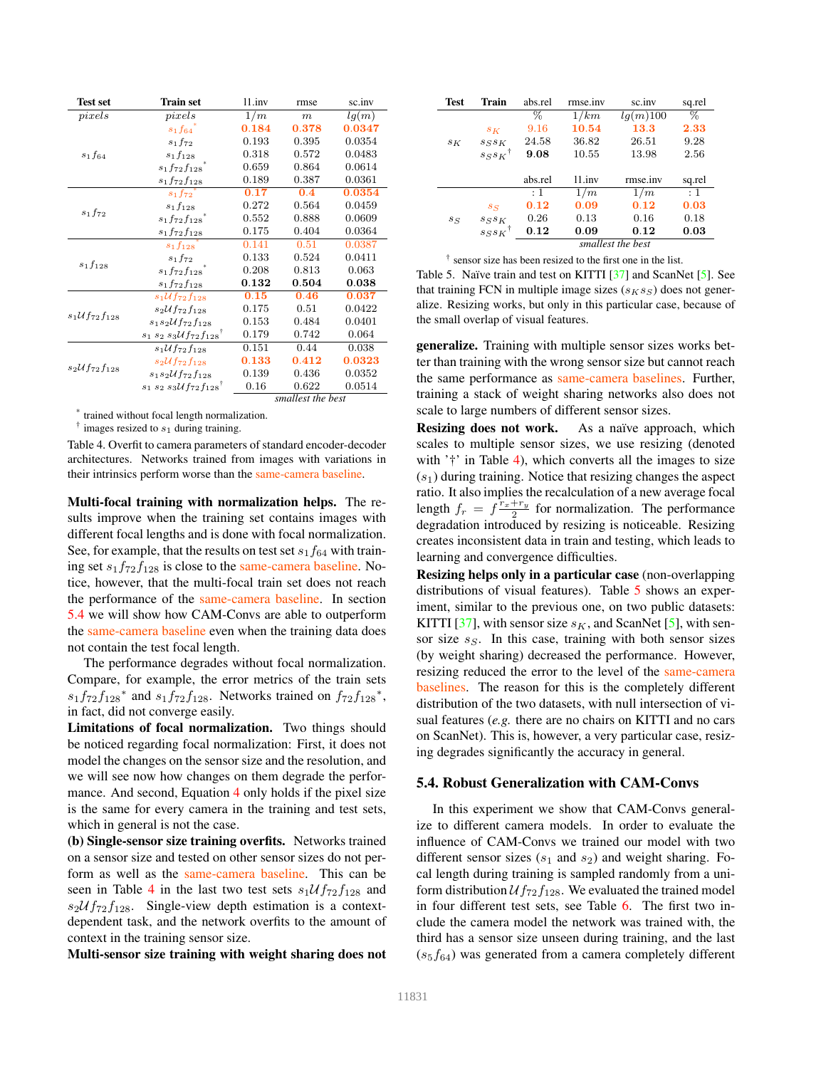| Test set | Train set | l1.inv | rmse | sc.inv |
|---|---|---|---|---|
| *pixels* | *pixels* | $1/m$ | $m$ | $lg(m)$ |
| $s_1f_{64}$ | $s_1f_{64}{}^*$ | **0.184** | **0.378** | **0.0347** |
| | $s_1f_{72}$ | 0.193 | 0.395 | 0.0354 |
| | $s_1f_{128}$ | 0.318 | 0.572 | 0.0483 |
| | $s_1f_{72}f_{128}{}^*$ | 0.659 | 0.864 | 0.0614 |
| | $s_1f_{72}f_{128}$ | 0.189 | 0.387 | 0.0361 |
| $s_1f_{72}$ | $s_1f_{72}{}^*$ | **0.17** | **0.4** | **0.0354** |
| | $s_1f_{128}$ | 0.272 | 0.564 | 0.0459 |
| | $s_1f_{72}f_{128}{}^*$ | 0.552 | 0.888 | 0.0609 |
| | $s_1f_{72}f_{128}$ | 0.175 | 0.404 | 0.0364 |
| $s_1f_{128}$ | $s_1f_{128}{}^*$ | 0.141 | 0.51 | 0.0387 |
| | $s_1f_{72}$ | 0.133 | 0.524 | 0.0411 |
| | $s_1f_{72}f_{128}{}^*$ | 0.208 | 0.813 | 0.063 |
| | $s_1f_{72}f_{128}$ | **0.132** | **0.504** | **0.038** |
| $s_1\mathcal{U}f_{72}f_{128}$ | $s_1\mathcal{U}f_{72}f_{128}$ | **0.15** | **0.46** | **0.037** |
| | $s_2\mathcal{U}f_{72}f_{128}$ | 0.175 | 0.51 | 0.0422 |
| | $s_1s_2\mathcal{U}f_{72}f_{128}$ | 0.153 | 0.484 | 0.0401 |
| | $s_1\ s_2\ s_3\mathcal{U}f_{72}f_{128}{}^\dagger$ | 0.179 | 0.742 | 0.064 |
| $s_2\mathcal{U}f_{72}f_{128}$ | $s_1\mathcal{U}f_{72}f_{128}$ | 0.151 | 0.44 | 0.038 |
| | $s_2\mathcal{U}f_{72}f_{128}$ | **0.133** | **0.412** | **0.0323** |
| | $s_1s_2\mathcal{U}f_{72}f_{128}$ | 0.139 | 0.436 | 0.0352 |
| | $s_1\ s_2\ s_3\mathcal{U}f_{72}f_{128}{}^\dagger$ | 0.16 | 0.622 | 0.0514 |
| | | *smallest the best* | | |

\* trained without focal length normalization.
† images resized to $s_1$ during training.

Table 4. Overfit to camera parameters of standard encoder-decoder architectures. Networks trained from images with variations in their intrinsics perform worse than the same-camera baseline.

**Multi-focal training with normalization helps.** The results improve when the training set contains images with different focal lengths and is done with focal normalization. See, for example, that the results on test set $s_1f_{64}$ with training set $s_1f_{72}f_{128}$ is close to the same-camera baseline. Notice, however, that the multi-focal train set does not reach the performance of the same-camera baseline. In section 5.4 we will show how CAM-Convs are able to outperform the same-camera baseline even when the training data does not contain the test focal length.

The performance degrades without focal normalization. Compare, for example, the error metrics of the train sets $s_1f_{72}f_{128}{}^*$ and $s_1f_{72}f_{128}$. Networks trained on $f_{72}f_{128}{}^*$, in fact, did not converge easily.

**Limitations of focal normalization.** Two things should be noticed regarding focal normalization: First, it does not model the changes on the sensor size and the resolution, and we will see now how changes on them degrade the performance. And second, Equation 4 only holds if the pixel size is the same for every camera in the training and test sets, which in general is not the case.

**(b) Single-sensor size training overfits.** Networks trained on a sensor size and tested on other sensor sizes do not perform as well as the same-camera baseline. This can be seen in Table 4 in the last two test sets $s_1\mathcal{U}f_{72}f_{128}$ and $s_2\mathcal{U}f_{72}f_{128}$. Single-view depth estimation is a context-dependent task, and the network overfits to the amount of context in the training sensor size.

**Multi-sensor size training with weight sharing does not generalize.** Training with multiple sensor sizes works better than training with the wrong sensor size but cannot reach the same performance as same-camera baselines. Further, training a stack of weight sharing networks also does not scale to large numbers of different sensor sizes.

| Test | Train | abs.rel | rmse.inv | sc.inv | sq.rel |
|---|---|---|---|---|---|
| | | % | $1/km$ | $lg(m)100$ | % |
| $s_K$ | $s_K$ | 9.16 | **10.54** | **13.3** | **2.33** |
| | $s_Ss_K$ | 24.58 | 36.82 | 26.51 | 9.28 |
| | $s_Ss_K{}^\dagger$ | **9.08** | 10.55 | 13.98 | 2.56 |
| | | abs.rel | l1.inv | rmse.inv | sq.rel |
| | | : 1 | $1/m$ | $1/m$ | : 1 |
| $s_S$ | $s_S$ | **0.12** | **0.09** | **0.12** | **0.03** |
| | $s_Ss_K$ | 0.26 | 0.13 | 0.16 | 0.18 |
| | $s_Ss_K{}^\dagger$ | **0.12** | **0.09** | **0.12** | **0.03** |
| | | *smallest the best* | | | |

† sensor size has been resized to the first one in the list.

Table 5. Naïve train and test on KITTI [37] and ScanNet [5]. See that training FCN in multiple image sizes ($s_Ks_S$) does not generalize. Resizing works, but only in this particular case, because of the small overlap of visual features.

**Resizing does not work.** As a naïve approach, which scales to multiple sensor sizes, we use resizing (denoted with '†' in Table 4), which converts all the images to size ($s_1$) during training. Notice that resizing changes the aspect ratio. It also implies the recalculation of a new average focal length $f_r = f\frac{r_x+r_y}{2}$ for normalization. The performance degradation introduced by resizing is noticeable. Resizing creates inconsistent data in train and testing, which leads to learning and convergence difficulties.

**Resizing helps only in a particular case** (non-overlapping distributions of visual features). Table 5 shows an experiment, similar to the previous one, on two public datasets: KITTI [37], with sensor size $s_K$, and ScanNet [5], with sensor size $s_S$. In this case, training with both sensor sizes (by weight sharing) decreased the performance. However, resizing reduced the error to the level of the same-camera baselines. The reason for this is the completely different distribution of the two datasets, with null intersection of visual features (*e.g.* there are no chairs on KITTI and no cars on ScanNet). This is, however, a very particular case, resizing degrades significantly the accuracy in general.

## 5.4. Robust Generalization with CAM-Convs

In this experiment we show that CAM-Convs generalize to different camera models. In order to evaluate the influence of CAM-Convs we trained our model with two different sensor sizes ($s_1$ and $s_2$) and weight sharing. Focal length during training is sampled randomly from a uniform distribution $\mathcal{U}f_{72}f_{128}$. We evaluated the trained model in four different test sets, see Table 6. The first two include the camera model the network was trained with, the third has a sensor size unseen during training, and the last ($s_5f_{64}$) was generated from a camera completely different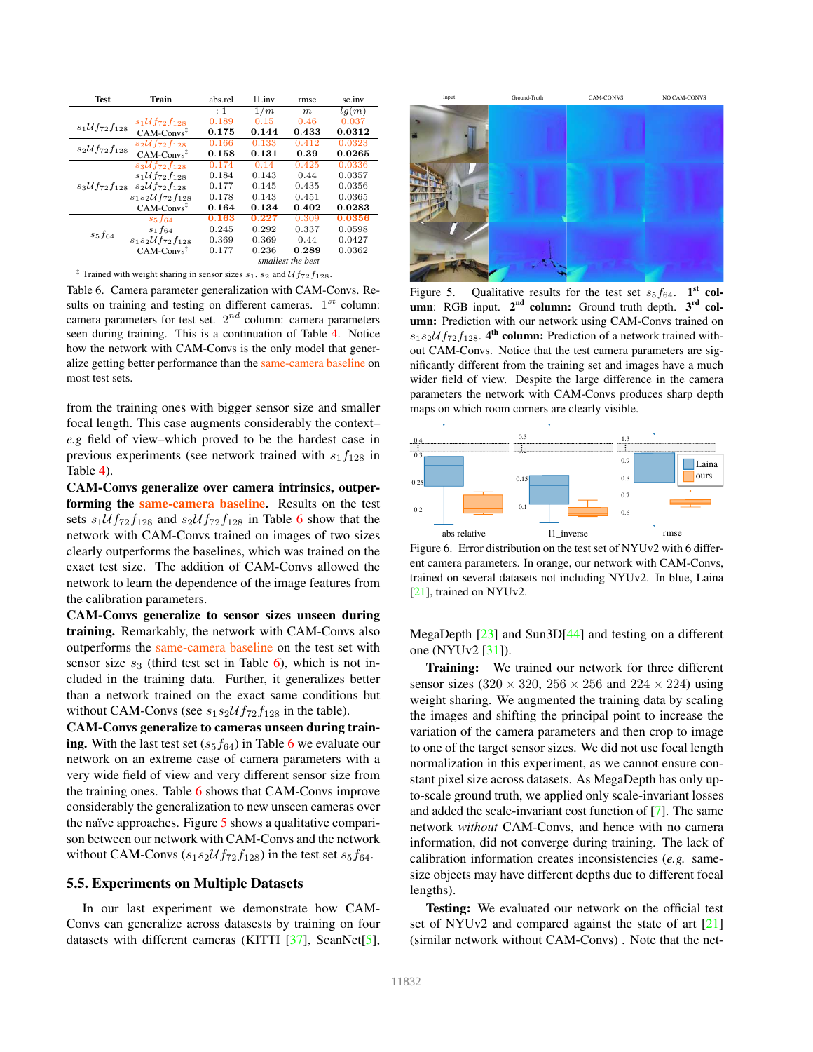| Test | Train | abs.rel | l1.inv | rmse | sc.inv |
|---|---|---|---|---|---|
| | | : 1 | $1/m$ | $m$ | $lg(m)$ |
| $s_1\mathcal{U}f_{72}f_{128}$ | $s_1\mathcal{U}f_{72}f_{128}$ | 0.189 | 0.15 | 0.46 | 0.037 |
| | CAM-Convs‡ | **0.175** | **0.144** | **0.433** | **0.0312** |
| $s_2\mathcal{U}f_{72}f_{128}$ | $s_2\mathcal{U}f_{72}f_{128}$ | 0.166 | 0.133 | 0.412 | 0.0323 |
| | CAM-Convs‡ | **0.158** | **0.131** | **0.39** | **0.0265** |
| $s_3\mathcal{U}f_{72}f_{128}$ | $s_3\mathcal{U}f_{72}f_{128}$ | 0.174 | 0.14 | 0.425 | 0.0336 |
| | $s_1\mathcal{U}f_{72}f_{128}$ | 0.184 | 0.143 | 0.44 | 0.0357 |
| | $s_2\mathcal{U}f_{72}f_{128}$ | 0.177 | 0.145 | 0.435 | 0.0356 |
| | $s_1s_2\mathcal{U}f_{72}f_{128}$ | 0.178 | 0.143 | 0.451 | 0.0365 |
| | CAM-Convs‡ | **0.164** | **0.134** | **0.402** | **0.0283** |
| $s_5f_{64}$ | $s_5f_{64}$ | **0.163** | **0.227** | 0.309 | **0.0356** |
| | $s_1f_{64}$ | 0.245 | 0.292 | 0.337 | 0.0598 |
| | $s_1s_2\mathcal{U}f_{72}f_{128}$ | 0.369 | 0.369 | 0.44 | 0.0427 |
| | CAM-Convs‡ | 0.177 | 0.236 | **0.289** | 0.0362 |
| | | | *smallest the best* | | |

‡ Trained with weight sharing in sensor sizes $s_1$, $s_2$ and $\mathcal{U}f_{72}f_{128}$.

Table 6. Camera parameter generalization with CAM-Convs. Results on training and testing on different cameras. $1^{st}$ column: camera parameters for test set. $2^{nd}$ column: camera parameters seen during training. This is a continuation of Table 4. Notice how the network with CAM-Convs is the only model that generalize getting better performance than the same-camera baseline on most test sets.

from the training ones with bigger sensor size and smaller focal length. This case augments considerably the context–*e.g* field of view–which proved to be the hardest case in previous experiments (see network trained with $s_1f_{128}$ in Table 4).

**CAM-Convs generalize over camera intrinsics, outperforming the same-camera baseline.** Results on the test sets $s_1\mathcal{U}f_{72}f_{128}$ and $s_2\mathcal{U}f_{72}f_{128}$ in Table 6 show that the network with CAM-Convs trained on images of two sizes clearly outperforms the baselines, which was trained on the exact test size. The addition of CAM-Convs allowed the network to learn the dependence of the image features from the calibration parameters.

**CAM-Convs generalize to sensor sizes unseen during training.** Remarkably, the network with CAM-Convs also outperforms the same-camera baseline on the test set with sensor size $s_3$ (third test set in Table 6), which is not included in the training data. Further, it generalizes better than a network trained on the exact same conditions but without CAM-Convs (see $s_1s_2\mathcal{U}f_{72}f_{128}$ in the table).

**CAM-Convs generalize to cameras unseen during training.** With the last test set ($s_5f_{64}$) in Table 6 we evaluate our network on an extreme case of camera parameters with a very wide field of view and very different sensor size from the training ones. Table 6 shows that CAM-Convs improve considerably the generalization to new unseen cameras over the naïve approaches. Figure 5 shows a qualitative comparison between our network with CAM-Convs and the network without CAM-Convs ($s_1s_2\mathcal{U}f_{72}f_{128}$) in the test set $s_5f_{64}$.

## 5.5. Experiments on Multiple Datasets

In our last experiment we demonstrate how CAM-Convs can generalize across datasests by training on four datasets with different cameras (KITTI [37], ScanNet[5], MegaDepth [23] and Sun3D[44] and testing on a different one (NYUv2 [31]).

Figure 5. Qualitative results for the test set $s_5f_{64}$. **1st column**: RGB input. **2nd column:** Ground truth depth. **3rd column:** Prediction with our network using CAM-Convs trained on $s_1s_2\mathcal{U}f_{72}f_{128}$. **4th column:** Prediction of a network trained without CAM-Convs. Notice that the test camera parameters are significantly different from the training set and images have a much wider field of view. Despite the large difference in the camera parameters the network with CAM-Convs produces sharp depth maps on which room corners are clearly visible.

Figure 6. Error distribution on the test set of NYUv2 with 6 different camera parameters. In orange, our network with CAM-Convs, trained on several datasets not including NYUv2. In blue, Laina [21], trained on NYUv2.

**Training:** We trained our network for three different sensor sizes ($320 \times 320$, $256 \times 256$ and $224 \times 224$) using weight sharing. We augmented the training data by scaling the images and shifting the principal point to increase the variation of the camera parameters and then crop to image to one of the target sensor sizes. We did not use focal length normalization in this experiment, as we cannot ensure constant pixel size across datasets. As MegaDepth has only up-to-scale ground truth, we applied only scale-invariant losses and added the scale-invariant cost function of [7]. The same network *without* CAM-Convs, and hence with no camera information, did not converge during training. The lack of calibration information creates inconsistencies (*e.g.* same-size objects may have different depths due to different focal lengths).

**Testing:** We evaluated our network on the official test set of NYUv2 and compared against the state of art [21] (similar network without CAM-Convs) . Note that the net-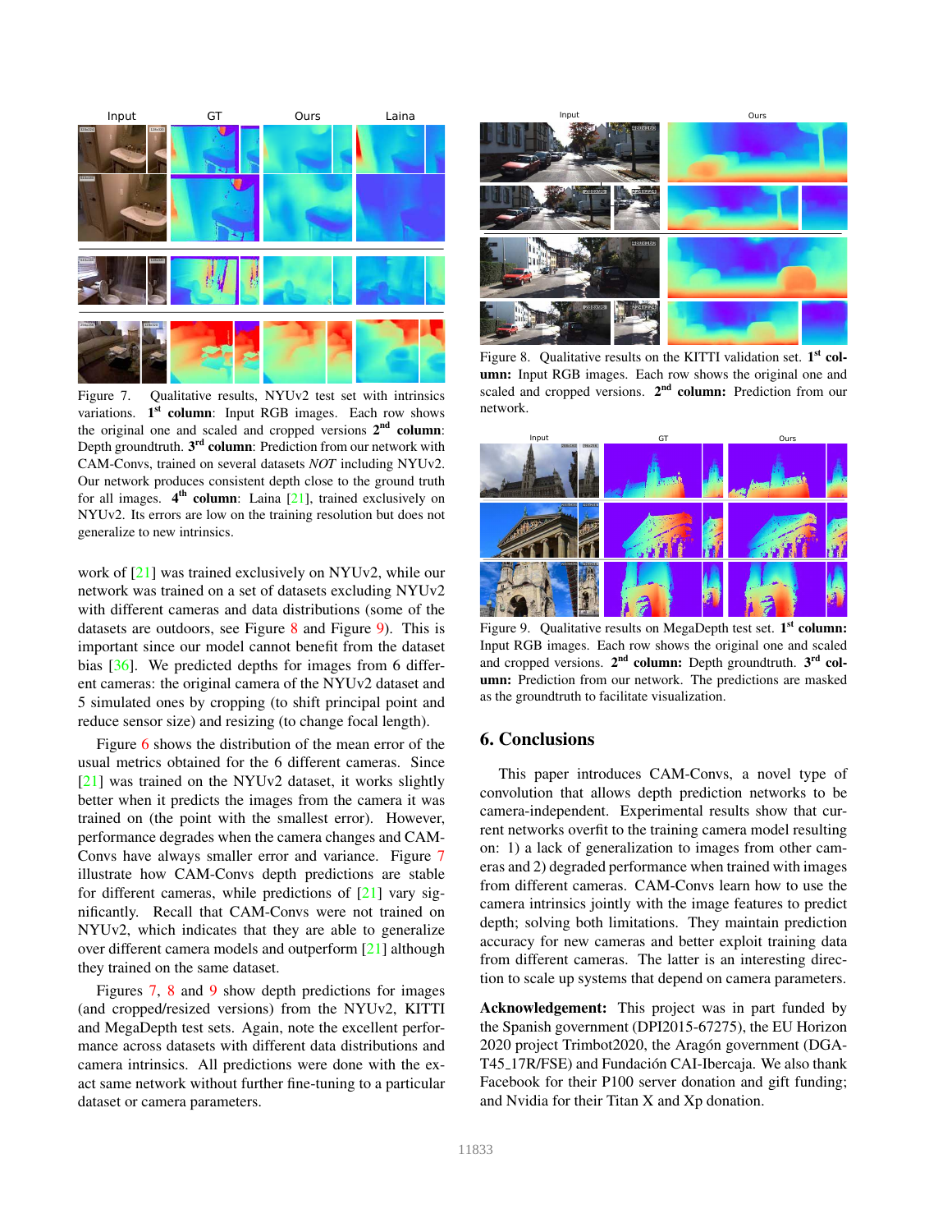Figure 7. Qualitative results, NYUv2 test set with intrinsics variations. **1st column**: Input RGB images. Each row shows the original one and scaled and cropped versions **2nd column**: Depth groundtruth. **3rd column**: Prediction from our network with CAM-Convs, trained on several datasets *NOT* including NYUv2. Our network produces consistent depth close to the ground truth for all images. **4th column**: Laina [21], trained exclusively on NYUv2. Its errors are low on the training resolution but does not generalize to new intrinsics.

Figure 8. Qualitative results on the KITTI validation set. **1st column:** Input RGB images. Each row shows the original one and scaled and cropped versions. **2nd column:** Prediction from our network.

Figure 9. Qualitative results on MegaDepth test set. **1st column:** Input RGB images. Each row shows the original one and scaled and cropped versions. **2nd column:** Depth groundtruth. **3rd column:** Prediction from our network. The predictions are masked as the groundtruth to facilitate visualization.

work of [21] was trained exclusively on NYUv2, while our network was trained on a set of datasets excluding NYUv2 with different cameras and data distributions (some of the datasets are outdoors, see Figure 8 and Figure 9). This is important since our model cannot benefit from the dataset bias [36]. We predicted depths for images from 6 different cameras: the original camera of the NYUv2 dataset and 5 simulated ones by cropping (to shift principal point and reduce sensor size) and resizing (to change focal length).

Figure 6 shows the distribution of the mean error of the usual metrics obtained for the 6 different cameras. Since [21] was trained on the NYUv2 dataset, it works slightly better when it predicts the images from the camera it was trained on (the point with the smallest error). However, performance degrades when the camera changes and CAM-Convs have always smaller error and variance. Figure 7 illustrate how CAM-Convs depth predictions are stable for different cameras, while predictions of [21] vary significantly. Recall that CAM-Convs were not trained on NYUv2, which indicates that they are able to generalize over different camera models and outperform [21] although they trained on the same dataset.

Figures 7, 8 and 9 show depth predictions for images (and cropped/resized versions) from the NYUv2, KITTI and MegaDepth test sets. Again, note the excellent performance across datasets with different data distributions and camera intrinsics. All predictions were done with the exact same network without further fine-tuning to a particular dataset or camera parameters.

## 6. Conclusions

This paper introduces CAM-Convs, a novel type of convolution that allows depth prediction networks to be camera-independent. Experimental results show that current networks overfit to the training camera model resulting on: 1) a lack of generalization to images from other cameras and 2) degraded performance when trained with images from different cameras. CAM-Convs learn how to use the camera intrinsics jointly with the image features to predict depth; solving both limitations. They maintain prediction accuracy for new cameras and better exploit training data from different cameras. The latter is an interesting direction to scale up systems that depend on camera parameters.

**Acknowledgement:** This project was in part funded by the Spanish government (DPI2015-67275), the EU Horizon 2020 project Trimbot2020, the Aragón government (DGA-T45_17R/FSE) and Fundación CAI-Ibercaja. We also thank Facebook for their P100 server donation and gift funding; and Nvidia for their Titan X and Xp donation.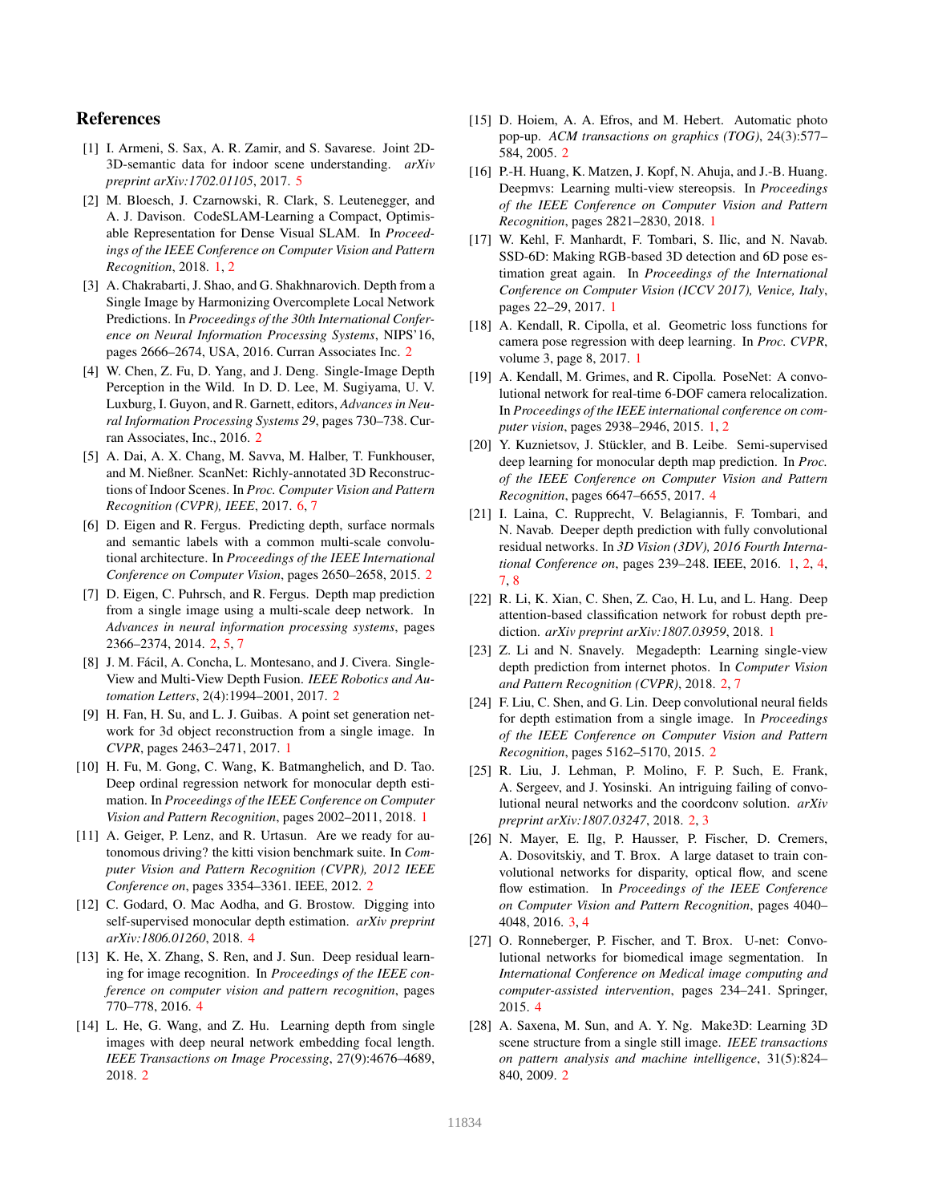# References

[1] I. Armeni, S. Sax, A. R. Zamir, and S. Savarese. Joint 2D-3D-semantic data for indoor scene understanding. *arXiv preprint arXiv:1702.01105*, 2017. 5

[2] M. Bloesch, J. Czarnowski, R. Clark, S. Leutenegger, and A. J. Davison. CodeSLAM-Learning a Compact, Optimisable Representation for Dense Visual SLAM. In *Proceedings of the IEEE Conference on Computer Vision and Pattern Recognition*, 2018. 1, 2

[3] A. Chakrabarti, J. Shao, and G. Shakhnarovich. Depth from a Single Image by Harmonizing Overcomplete Local Network Predictions. In *Proceedings of the 30th International Conference on Neural Information Processing Systems*, NIPS'16, pages 2666–2674, USA, 2016. Curran Associates Inc. 2

[4] W. Chen, Z. Fu, D. Yang, and J. Deng. Single-Image Depth Perception in the Wild. In D. D. Lee, M. Sugiyama, U. V. Luxburg, I. Guyon, and R. Garnett, editors, *Advances in Neural Information Processing Systems 29*, pages 730–738. Curran Associates, Inc., 2016. 2

[5] A. Dai, A. X. Chang, M. Savva, M. Halber, T. Funkhouser, and M. Nießner. ScanNet: Richly-annotated 3D Reconstructions of Indoor Scenes. In *Proc. Computer Vision and Pattern Recognition (CVPR), IEEE*, 2017. 6, 7

[6] D. Eigen and R. Fergus. Predicting depth, surface normals and semantic labels with a common multi-scale convolutional architecture. In *Proceedings of the IEEE International Conference on Computer Vision*, pages 2650–2658, 2015. 2

[7] D. Eigen, C. Puhrsch, and R. Fergus. Depth map prediction from a single image using a multi-scale deep network. In *Advances in neural information processing systems*, pages 2366–2374, 2014. 2, 5, 7

[8] J. M. Fácil, A. Concha, L. Montesano, and J. Civera. Single-View and Multi-View Depth Fusion. *IEEE Robotics and Automation Letters*, 2(4):1994–2001, 2017. 2

[9] H. Fan, H. Su, and L. J. Guibas. A point set generation network for 3d object reconstruction from a single image. In *CVPR*, pages 2463–2471, 2017. 1

[10] H. Fu, M. Gong, C. Wang, K. Batmanghelich, and D. Tao. Deep ordinal regression network for monocular depth estimation. In *Proceedings of the IEEE Conference on Computer Vision and Pattern Recognition*, pages 2002–2011, 2018. 1

[11] A. Geiger, P. Lenz, and R. Urtasun. Are we ready for autonomous driving? the kitti vision benchmark suite. In *Computer Vision and Pattern Recognition (CVPR), 2012 IEEE Conference on*, pages 3354–3361. IEEE, 2012. 2

[12] C. Godard, O. Mac Aodha, and G. Brostow. Digging into self-supervised monocular depth estimation. *arXiv preprint arXiv:1806.01260*, 2018. 4

[13] K. He, X. Zhang, S. Ren, and J. Sun. Deep residual learning for image recognition. In *Proceedings of the IEEE conference on computer vision and pattern recognition*, pages 770–778, 2016. 4

[14] L. He, G. Wang, and Z. Hu. Learning depth from single images with deep neural network embedding focal length. *IEEE Transactions on Image Processing*, 27(9):4676–4689, 2018. 2

[15] D. Hoiem, A. A. Efros, and M. Hebert. Automatic photo pop-up. *ACM transactions on graphics (TOG)*, 24(3):577–584, 2005. 2

[16] P.-H. Huang, K. Matzen, J. Kopf, N. Ahuja, and J.-B. Huang. Deepmvs: Learning multi-view stereopsis. In *Proceedings of the IEEE Conference on Computer Vision and Pattern Recognition*, pages 2821–2830, 2018. 1

[17] W. Kehl, F. Manhardt, F. Tombari, S. Ilic, and N. Navab. SSD-6D: Making RGB-based 3D detection and 6D pose estimation great again. In *Proceedings of the International Conference on Computer Vision (ICCV 2017), Venice, Italy*, pages 22–29, 2017. 1

[18] A. Kendall, R. Cipolla, et al. Geometric loss functions for camera pose regression with deep learning. In *Proc. CVPR*, volume 3, page 8, 2017. 1

[19] A. Kendall, M. Grimes, and R. Cipolla. PoseNet: A convolutional network for real-time 6-DOF camera relocalization. In *Proceedings of the IEEE international conference on computer vision*, pages 2938–2946, 2015. 1, 2

[20] Y. Kuznietsov, J. Stückler, and B. Leibe. Semi-supervised deep learning for monocular depth map prediction. In *Proc. of the IEEE Conference on Computer Vision and Pattern Recognition*, pages 6647–6655, 2017. 4

[21] I. Laina, C. Rupprecht, V. Belagiannis, F. Tombari, and N. Navab. Deeper depth prediction with fully convolutional residual networks. In *3D Vision (3DV), 2016 Fourth International Conference on*, pages 239–248. IEEE, 2016. 1, 2, 4, 7, 8

[22] R. Li, K. Xian, C. Shen, Z. Cao, H. Lu, and L. Hang. Deep attention-based classification network for robust depth prediction. *arXiv preprint arXiv:1807.03959*, 2018. 1

[23] Z. Li and N. Snavely. Megadepth: Learning single-view depth prediction from internet photos. In *Computer Vision and Pattern Recognition (CVPR)*, 2018. 2, 7

[24] F. Liu, C. Shen, and G. Lin. Deep convolutional neural fields for depth estimation from a single image. In *Proceedings of the IEEE Conference on Computer Vision and Pattern Recognition*, pages 5162–5170, 2015. 2

[25] R. Liu, J. Lehman, P. Molino, F. P. Such, E. Frank, A. Sergeev, and J. Yosinski. An intriguing failing of convolutional neural networks and the coordconv solution. *arXiv preprint arXiv:1807.03247*, 2018. 2, 3

[26] N. Mayer, E. Ilg, P. Hausser, P. Fischer, D. Cremers, A. Dosovitskiy, and T. Brox. A large dataset to train convolutional networks for disparity, optical flow, and scene flow estimation. In *Proceedings of the IEEE Conference on Computer Vision and Pattern Recognition*, pages 4040–4048, 2016. 3, 4

[27] O. Ronneberger, P. Fischer, and T. Brox. U-net: Convolutional networks for biomedical image segmentation. In *International Conference on Medical image computing and computer-assisted intervention*, pages 234–241. Springer, 2015. 4

[28] A. Saxena, M. Sun, and A. Y. Ng. Make3D: Learning 3D scene structure from a single still image. *IEEE transactions on pattern analysis and machine intelligence*, 31(5):824–840, 2009. 2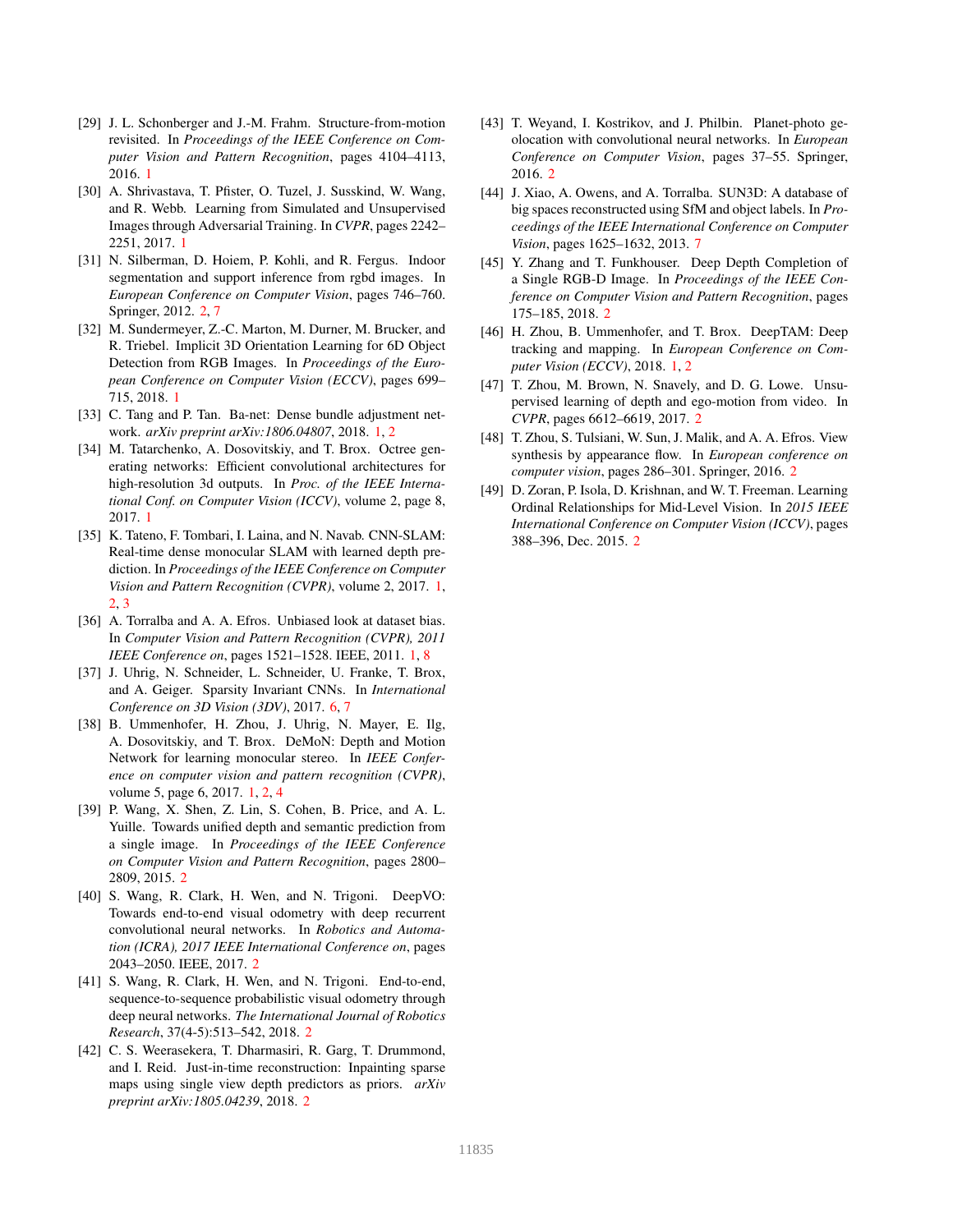[29] J. L. Schonberger and J.-M. Frahm. Structure-from-motion revisited. In *Proceedings of the IEEE Conference on Computer Vision and Pattern Recognition*, pages 4104–4113, 2016. 1

[30] A. Shrivastava, T. Pfister, O. Tuzel, J. Susskind, W. Wang, and R. Webb. Learning from Simulated and Unsupervised Images through Adversarial Training. In *CVPR*, pages 2242–2251, 2017. 1

[31] N. Silberman, D. Hoiem, P. Kohli, and R. Fergus. Indoor segmentation and support inference from rgbd images. In *European Conference on Computer Vision*, pages 746–760. Springer, 2012. 2, 7

[32] M. Sundermeyer, Z.-C. Marton, M. Durner, M. Brucker, and R. Triebel. Implicit 3D Orientation Learning for 6D Object Detection from RGB Images. In *Proceedings of the European Conference on Computer Vision (ECCV)*, pages 699–715, 2018. 1

[33] C. Tang and P. Tan. Ba-net: Dense bundle adjustment network. *arXiv preprint arXiv:1806.04807*, 2018. 1, 2

[34] M. Tatarchenko, A. Dosovitskiy, and T. Brox. Octree generating networks: Efficient convolutional architectures for high-resolution 3d outputs. In *Proc. of the IEEE International Conf. on Computer Vision (ICCV)*, volume 2, page 8, 2017. 1

[35] K. Tateno, F. Tombari, I. Laina, and N. Navab. CNN-SLAM: Real-time dense monocular SLAM with learned depth prediction. In *Proceedings of the IEEE Conference on Computer Vision and Pattern Recognition (CVPR)*, volume 2, 2017. 1, 2, 3

[36] A. Torralba and A. A. Efros. Unbiased look at dataset bias. In *Computer Vision and Pattern Recognition (CVPR), 2011 IEEE Conference on*, pages 1521–1528. IEEE, 2011. 1, 8

[37] J. Uhrig, N. Schneider, L. Schneider, U. Franke, T. Brox, and A. Geiger. Sparsity Invariant CNNs. In *International Conference on 3D Vision (3DV)*, 2017. 6, 7

[38] B. Ummenhofer, H. Zhou, J. Uhrig, N. Mayer, E. Ilg, A. Dosovitskiy, and T. Brox. DeMoN: Depth and Motion Network for learning monocular stereo. In *IEEE Conference on computer vision and pattern recognition (CVPR)*, volume 5, page 6, 2017. 1, 2, 4

[39] P. Wang, X. Shen, Z. Lin, S. Cohen, B. Price, and A. L. Yuille. Towards unified depth and semantic prediction from a single image. In *Proceedings of the IEEE Conference on Computer Vision and Pattern Recognition*, pages 2800–2809, 2015. 2

[40] S. Wang, R. Clark, H. Wen, and N. Trigoni. DeepVO: Towards end-to-end visual odometry with deep recurrent convolutional neural networks. In *Robotics and Automation (ICRA), 2017 IEEE International Conference on*, pages 2043–2050. IEEE, 2017. 2

[41] S. Wang, R. Clark, H. Wen, and N. Trigoni. End-to-end, sequence-to-sequence probabilistic visual odometry through deep neural networks. *The International Journal of Robotics Research*, 37(4-5):513–542, 2018. 2

[42] C. S. Weerasekera, T. Dharmasiri, R. Garg, T. Drummond, and I. Reid. Just-in-time reconstruction: Inpainting sparse maps using single view depth predictors as priors. *arXiv preprint arXiv:1805.04239*, 2018. 2

[43] T. Weyand, I. Kostrikov, and J. Philbin. Planet-photo geolocation with convolutional neural networks. In *European Conference on Computer Vision*, pages 37–55. Springer, 2016. 2

[44] J. Xiao, A. Owens, and A. Torralba. SUN3D: A database of big spaces reconstructed using SfM and object labels. In *Proceedings of the IEEE International Conference on Computer Vision*, pages 1625–1632, 2013. 7

[45] Y. Zhang and T. Funkhouser. Deep Depth Completion of a Single RGB-D Image. In *Proceedings of the IEEE Conference on Computer Vision and Pattern Recognition*, pages 175–185, 2018. 2

[46] H. Zhou, B. Ummenhofer, and T. Brox. DeepTAM: Deep tracking and mapping. In *European Conference on Computer Vision (ECCV)*, 2018. 1, 2

[47] T. Zhou, M. Brown, N. Snavely, and D. G. Lowe. Unsupervised learning of depth and ego-motion from video. In *CVPR*, pages 6612–6619, 2017. 2

[48] T. Zhou, S. Tulsiani, W. Sun, J. Malik, and A. A. Efros. View synthesis by appearance flow. In *European conference on computer vision*, pages 286–301. Springer, 2016. 2

[49] D. Zoran, P. Isola, D. Krishnan, and W. T. Freeman. Learning Ordinal Relationships for Mid-Level Vision. In *2015 IEEE International Conference on Computer Vision (ICCV)*, pages 388–396, Dec. 2015. 2